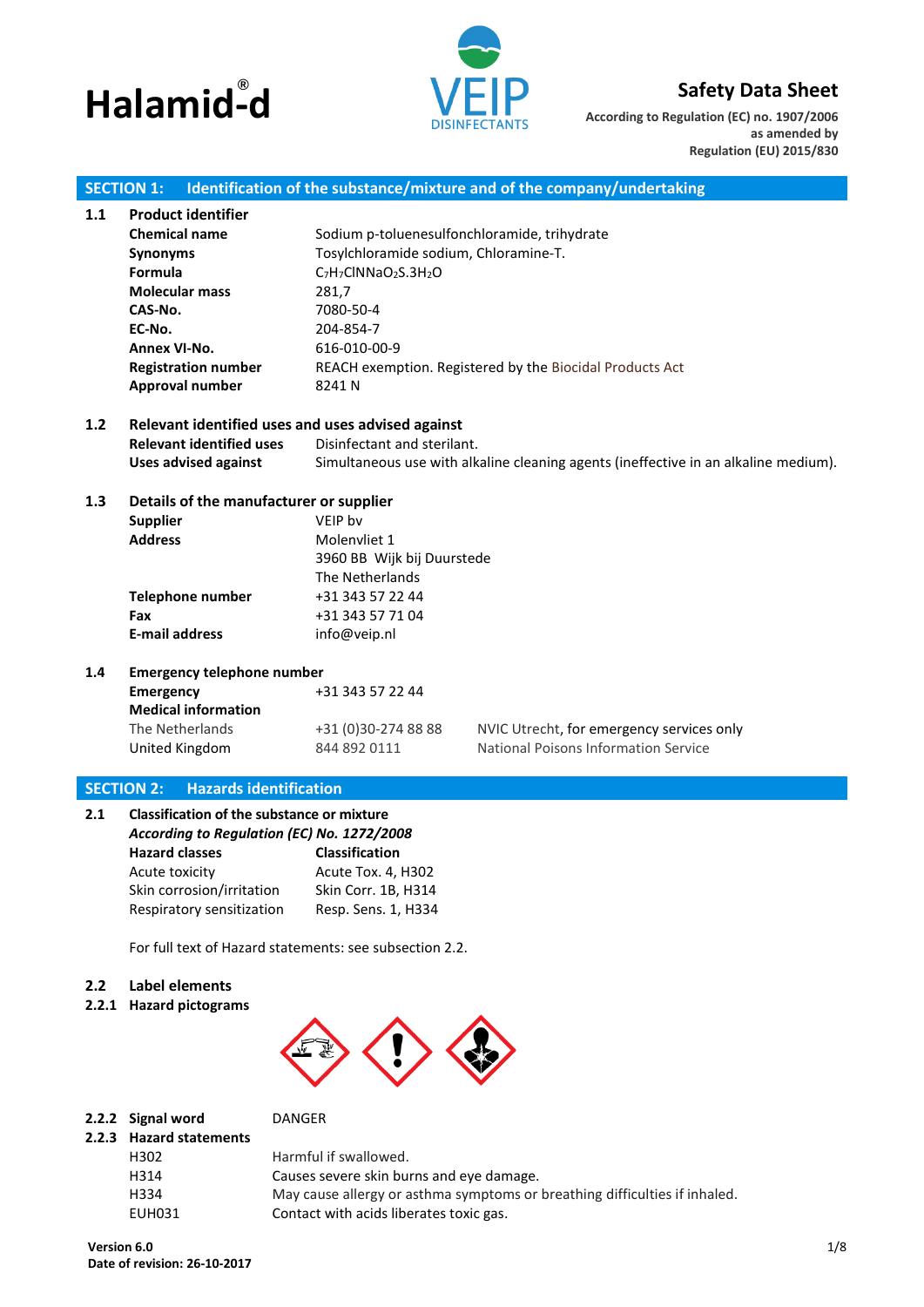# Halamid®-d

VEIP DISINFECTANTS

**Safety Data Sheet**

**According to Regulation (EC) no. 1907/2006 as amended by Regulation (EU) 2015/830**

## SECTION 1: Identification of the substance/mixture and of the company/undertaking

### 1.1 Product identifier

| | |
|---|---|
| **Chemical name** | Sodium p-toluenesulfonchloramide, trihydrate |
| **Synonyms** | Tosylchloramide sodium, Chloramine-T. |
| **Formula** | $C_7H_7ClNNaO_2S.3H_2O$ |
| **Molecular mass** | 281,7 |
| **CAS-No.** | 7080-50-4 |
| **EC-No.** | 204-854-7 |
| **Annex VI-No.** | 616-010-00-9 |
| **Registration number** | REACH exemption. Registered by the Biocidal Products Act |
| **Approval number** | 8241 N |

### 1.2 Relevant identified uses and uses advised against

| | |
|---|---|
| **Relevant identified uses** | Disinfectant and sterilant. |
| **Uses advised against** | Simultaneous use with alkaline cleaning agents (ineffective in an alkaline medium). |

### 1.3 Details of the manufacturer or supplier

| | |
|---|---|
| **Supplier** | VEIP bv |
| **Address** | Molenvliet 1<br>3960 BB Wijk bij Duurstede<br>The Netherlands |
| **Telephone number** | +31 343 57 22 44 |
| **Fax** | +31 343 57 71 04 |
| **E-mail address** | info@veip.nl |

### 1.4 Emergency telephone number

| | | |
|---|---|---|
| **Emergency** | +31 343 57 22 44 | |
| **Medical information** | | |
| The Netherlands | +31 (0)30-274 88 88 | NVIC Utrecht, for emergency services only |
| United Kingdom | 844 892 0111 | National Poisons Information Service |

## SECTION 2: Hazards identification

### 2.1 Classification of the substance or mixture

***According to Regulation (EC) No. 1272/2008***

| **Hazard classes** | **Classification** |
|---|---|
| Acute toxicity | Acute Tox. 4, H302 |
| Skin corrosion/irritation | Skin Corr. 1B, H314 |
| Respiratory sensitization | Resp. Sens. 1, H334 |

For full text of Hazard statements: see subsection 2.2.

### 2.2 Label elements

#### 2.2.1 Hazard pictograms

#### 2.2.2 Signal word

DANGER

#### 2.2.3 Hazard statements

| | |
|---|---|
| H302 | Harmful if swallowed. |
| H314 | Causes severe skin burns and eye damage. |
| H334 | May cause allergy or asthma symptoms or breathing difficulties if inhaled. |
| EUH031 | Contact with acids liberates toxic gas. |

**Version 6.0**
**Date of revision: 26-10-2017**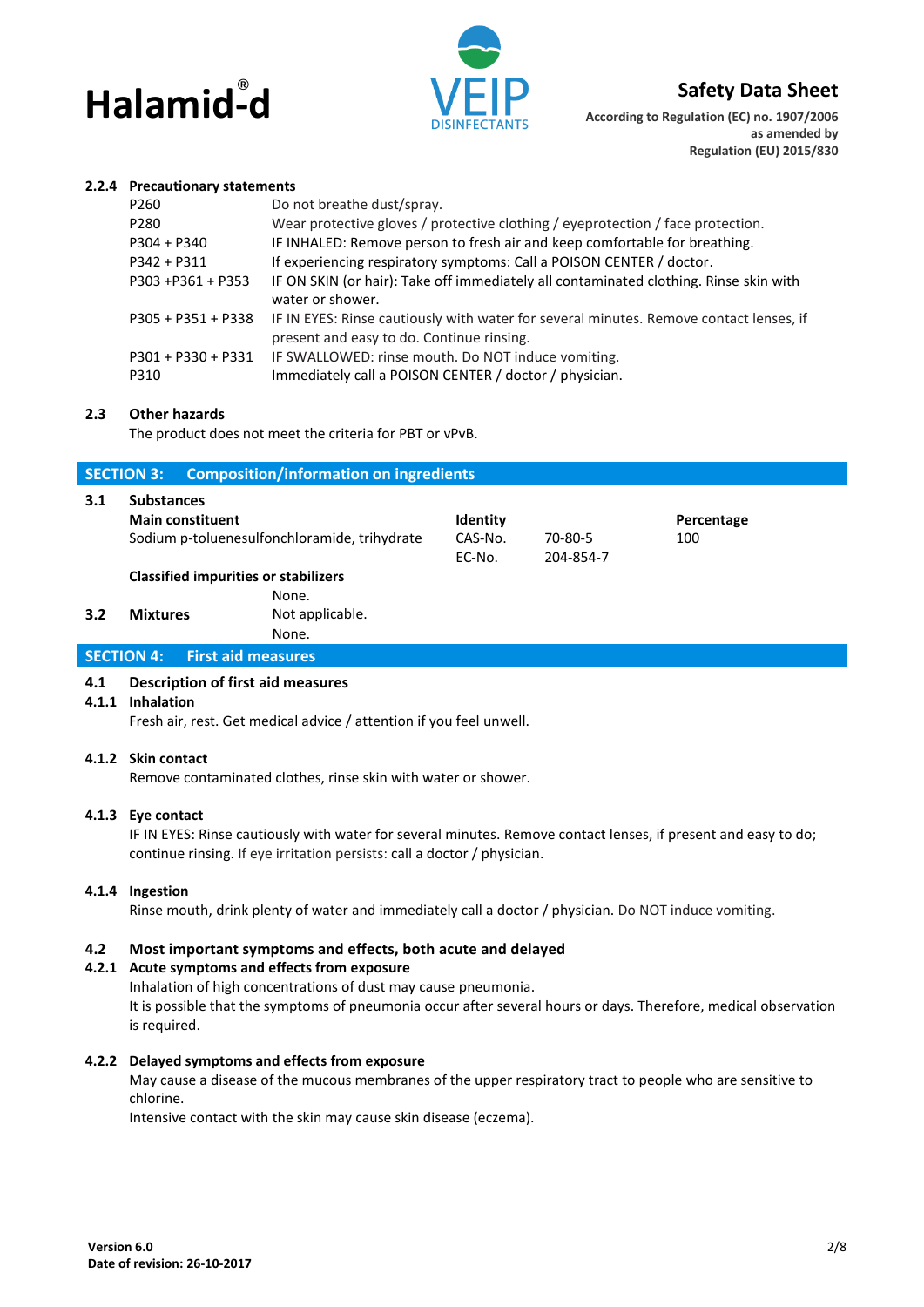#### 2.2.4 Precautionary statements

| | |
|---|---|
| P260 | Do not breathe dust/spray. |
| P280 | Wear protective gloves / protective clothing / eyeprotection / face protection. |
| P304 + P340 | IF INHALED: Remove person to fresh air and keep comfortable for breathing. |
| P342 + P311 | If experiencing respiratory symptoms: Call a POISON CENTER / doctor. |
| P303 +P361 + P353 | IF ON SKIN (or hair): Take off immediately all contaminated clothing. Rinse skin with water or shower. |
| P305 + P351 + P338 | IF IN EYES: Rinse cautiously with water for several minutes. Remove contact lenses, if present and easy to do. Continue rinsing. |
| P301 + P330 + P331 | IF SWALLOWED: rinse mouth. Do NOT induce vomiting. |
| P310 | Immediately call a POISON CENTER / doctor / physician. |

### 2.3 Other hazards

The product does not meet the criteria for PBT or vPvB.

## SECTION 3: Composition/information on ingredients

### 3.1 Substances

| Main constituent | Identity | | Percentage |
|---|---|---|---|
| Sodium p-toluenesulfonchloramide, trihydrate | CAS-No. | 70-80-5 | 100 |
| | EC-No. | 204-854-7 | |

**Classified impurities or stabilizers**

None.

### 3.2 Mixtures

Not applicable.

None.

## SECTION 4: First aid measures

### 4.1 Description of first aid measures

#### 4.1.1 Inhalation

Fresh air, rest. Get medical advice / attention if you feel unwell.

#### 4.1.2 Skin contact

Remove contaminated clothes, rinse skin with water or shower.

#### 4.1.3 Eye contact

IF IN EYES: Rinse cautiously with water for several minutes. Remove contact lenses, if present and easy to do; continue rinsing. If eye irritation persists: call a doctor / physician.

#### 4.1.4 Ingestion

Rinse mouth, drink plenty of water and immediately call a doctor / physician. Do NOT induce vomiting.

### 4.2 Most important symptoms and effects, both acute and delayed

#### 4.2.1 Acute symptoms and effects from exposure

Inhalation of high concentrations of dust may cause pneumonia.
It is possible that the symptoms of pneumonia occur after several hours or days. Therefore, medical observation is required.

#### 4.2.2 Delayed symptoms and effects from exposure

May cause a disease of the mucous membranes of the upper respiratory tract to people who are sensitive to chlorine.
Intensive contact with the skin may cause skin disease (eczema).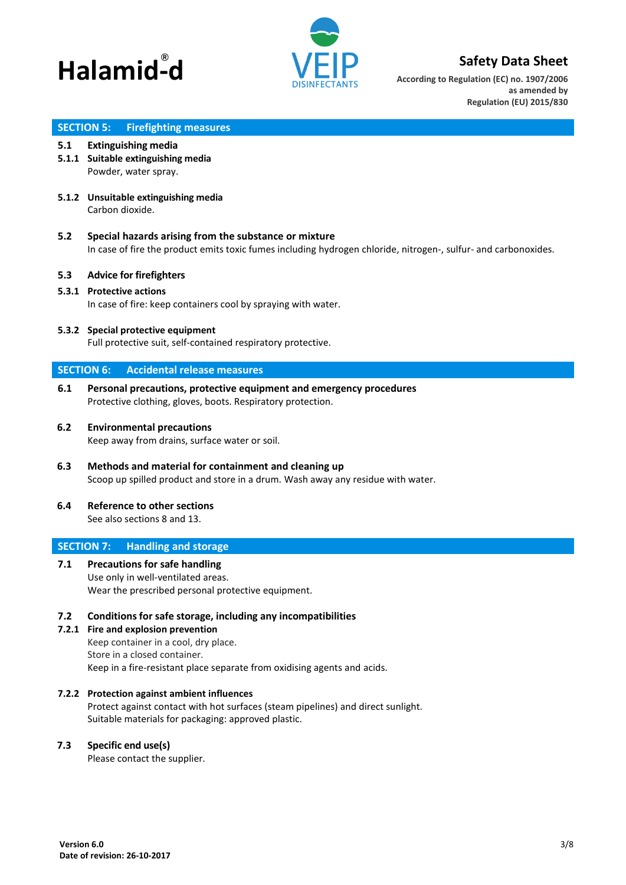## SECTION 5: Firefighting measures

### 5.1 Extinguishing media

#### 5.1.1 Suitable extinguishing media

Powder, water spray.

#### 5.1.2 Unsuitable extinguishing media

Carbon dioxide.

### 5.2 Special hazards arising from the substance or mixture

In case of fire the product emits toxic fumes including hydrogen chloride, nitrogen-, sulfur- and carbonoxides.

### 5.3 Advice for firefighters

#### 5.3.1 Protective actions

In case of fire: keep containers cool by spraying with water.

#### 5.3.2 Special protective equipment

Full protective suit, self-contained respiratory protective.

## SECTION 6: Accidental release measures

### 6.1 Personal precautions, protective equipment and emergency procedures

Protective clothing, gloves, boots. Respiratory protection.

### 6.2 Environmental precautions

Keep away from drains, surface water or soil.

### 6.3 Methods and material for containment and cleaning up

Scoop up spilled product and store in a drum. Wash away any residue with water.

### 6.4 Reference to other sections

See also sections 8 and 13.

## SECTION 7: Handling and storage

### 7.1 Precautions for safe handling

Use only in well-ventilated areas.
Wear the prescribed personal protective equipment.

### 7.2 Conditions for safe storage, including any incompatibilities

#### 7.2.1 Fire and explosion prevention

Keep container in a cool, dry place.
Store in a closed container.
Keep in a fire-resistant place separate from oxidising agents and acids.

#### 7.2.2 Protection against ambient influences

Protect against contact with hot surfaces (steam pipelines) and direct sunlight.
Suitable materials for packaging: approved plastic.

### 7.3 Specific end use(s)

Please contact the supplier.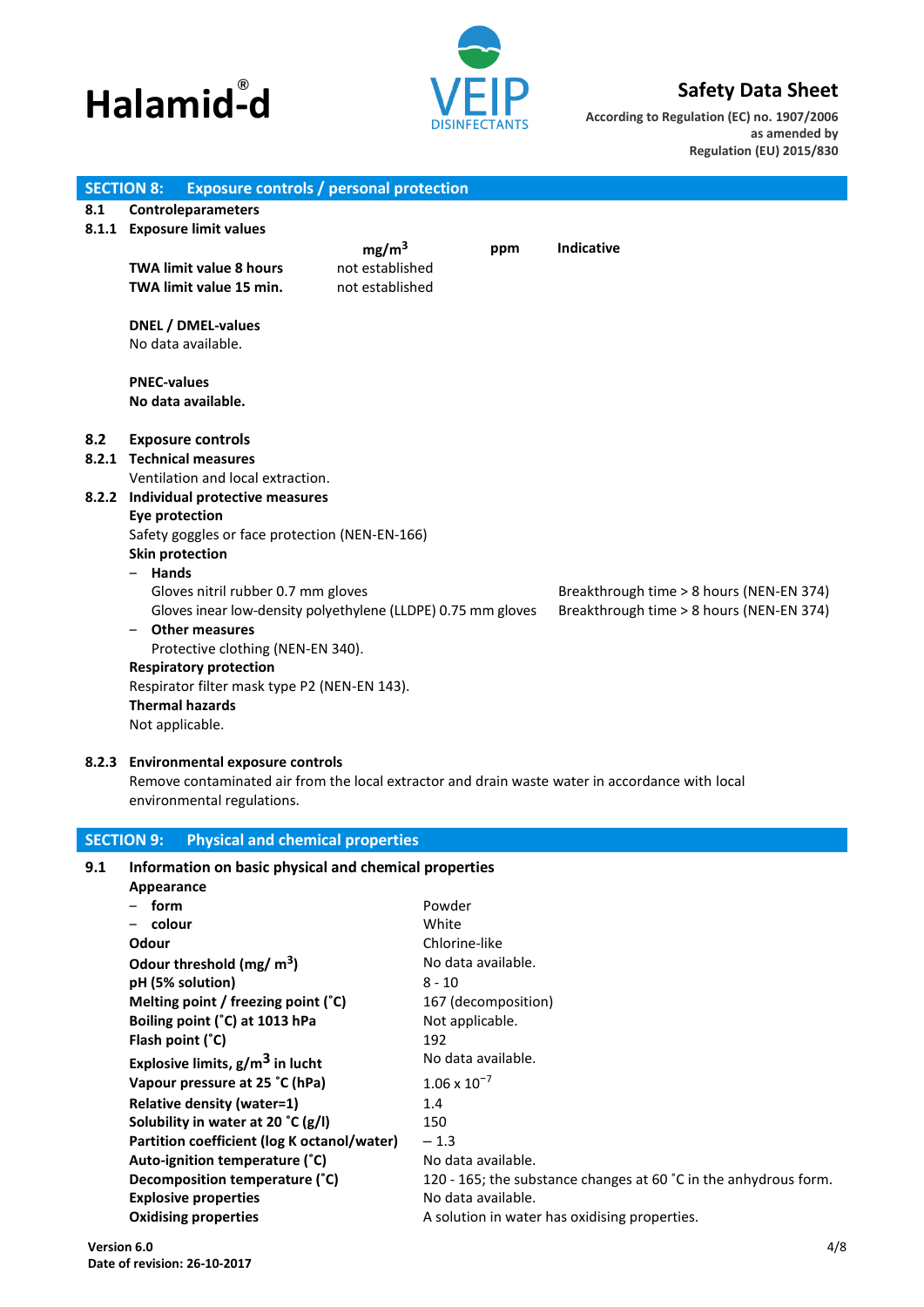## SECTION 8: Exposure controls / personal protection

### 8.1 Controleparameters

#### 8.1.1 Exposure limit values

| | $mg/m^3$ | ppm | Indicative |
|---|---|---|---|
| **TWA limit value 8 hours** | not established | | |
| **TWA limit value 15 min.** | not established | | |

**DNEL / DMEL-values**
No data available.

**PNEC-values**
**No data available.**

### 8.2 Exposure controls

#### 8.2.1 Technical measures

Ventilation and local extraction.

#### 8.2.2 Individual protective measures

**Eye protection**
Safety goggles or face protection (NEN-EN-166)

**Skin protection**

- **Hands**
  Gloves nitril rubber 0.7 mm gloves — Breakthrough time > 8 hours (NEN-EN 374)
  Gloves inear low-density polyethylene (LLDPE) 0.75 mm gloves — Breakthrough time > 8 hours (NEN-EN 374)
- **Other measures**
  Protective clothing (NEN-EN 340).

**Respiratory protection**
Respirator filter mask type P2 (NEN-EN 143).

**Thermal hazards**
Not applicable.

#### 8.2.3 Environmental exposure controls

Remove contaminated air from the local extractor and drain waste water in accordance with local environmental regulations.

## SECTION 9: Physical and chemical properties

### 9.1 Information on basic physical and chemical properties

| Property | Value |
|---|---|
| **Appearance** | |
| – **form** | Powder |
| – **colour** | White |
| **Odour** | Chlorine-like |
| **Odour threshold (mg/ $m^3$)** | No data available. |
| **pH (5% solution)** | 8 - 10 |
| **Melting point / freezing point (˚C)** | 167 (decomposition) |
| **Boiling point (˚C) at 1013 hPa** | Not applicable. |
| **Flash point (˚C)** | 192 |
| **Explosive limits, g/$m^3$ in lucht** | No data available. |
| **Vapour pressure at 25 ˚C (hPa)** | $1.06 \times 10^{-7}$ |
| **Relative density (water=1)** | 1.4 |
| **Solubility in water at 20 ˚C (g/l)** | 150 |
| **Partition coefficient (log K octanol/water)** | – 1.3 |
| **Auto-ignition temperature (˚C)** | No data available. |
| **Decomposition temperature (˚C)** | 120 - 165; the substance changes at 60 ˚C in the anhydrous form. |
| **Explosive properties** | No data available. |
| **Oxidising properties** | A solution in water has oxidising properties. |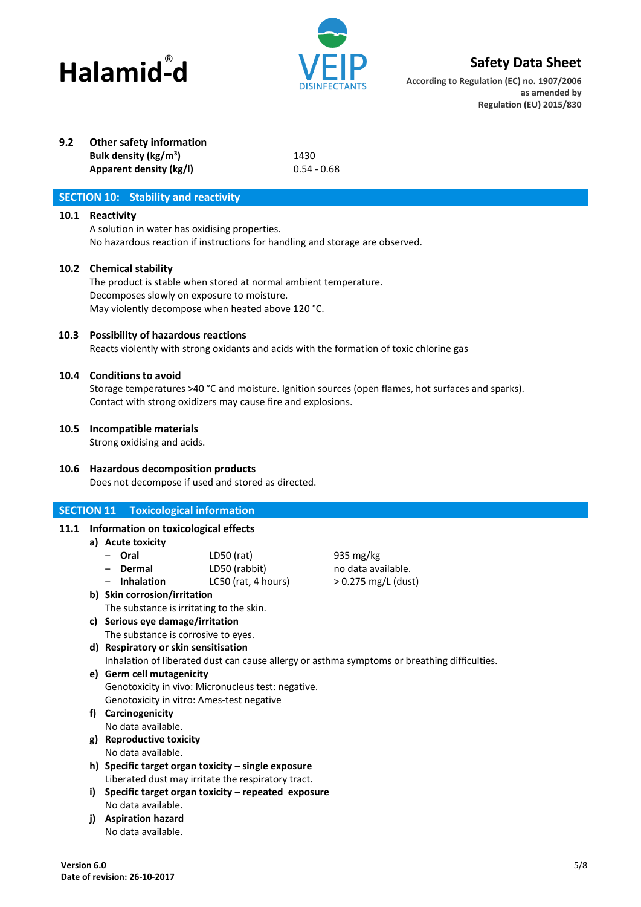### 9.2 Other safety information

| | |
|---|---|
| **Bulk density (kg/m$^3$)** | 1430 |
| **Apparent density (kg/l)** | 0.54 - 0.68 |

## SECTION 10: Stability and reactivity

### 10.1 Reactivity

A solution in water has oxidising properties.
No hazardous reaction if instructions for handling and storage are observed.

### 10.2 Chemical stability

The product is stable when stored at normal ambient temperature.
Decomposes slowly on exposure to moisture.
May violently decompose when heated above 120 °C.

### 10.3 Possibility of hazardous reactions

Reacts violently with strong oxidants and acids with the formation of toxic chlorine gas

### 10.4 Conditions to avoid

Storage temperatures >40 °C and moisture. Ignition sources (open flames, hot surfaces and sparks).
Contact with strong oxidizers may cause fire and explosions.

### 10.5 Incompatible materials

Strong oxidising and acids.

### 10.6 Hazardous decomposition products

Does not decompose if used and stored as directed.

## SECTION 11 Toxicological information

### 11.1 Information on toxicological effects

**a) Acute toxicity**

| | | |
|---|---|---|
| – **Oral** | LD50 (rat) | 935 mg/kg |
| – **Dermal** | LD50 (rabbit) | no data available. |
| – **Inhalation** | LC50 (rat, 4 hours) | > 0.275 mg/L (dust) |

**b) Skin corrosion/irritation**
The substance is irritating to the skin.

**c) Serious eye damage/irritation**
The substance is corrosive to eyes.

**d) Respiratory or skin sensitisation**
Inhalation of liberated dust can cause allergy or asthma symptoms or breathing difficulties.

**e) Germ cell mutagenicity**
Genotoxicity in vivo: Micronucleus test: negative.
Genotoxicity in vitro: Ames-test negative

**f) Carcinogenicity**
No data available.

**g) Reproductive toxicity**
No data available.

**h) Specific target organ toxicity – single exposure**
Liberated dust may irritate the respiratory tract.

**i) Specific target organ toxicity – repeated exposure**
No data available.

**j) Aspiration hazard**
No data available.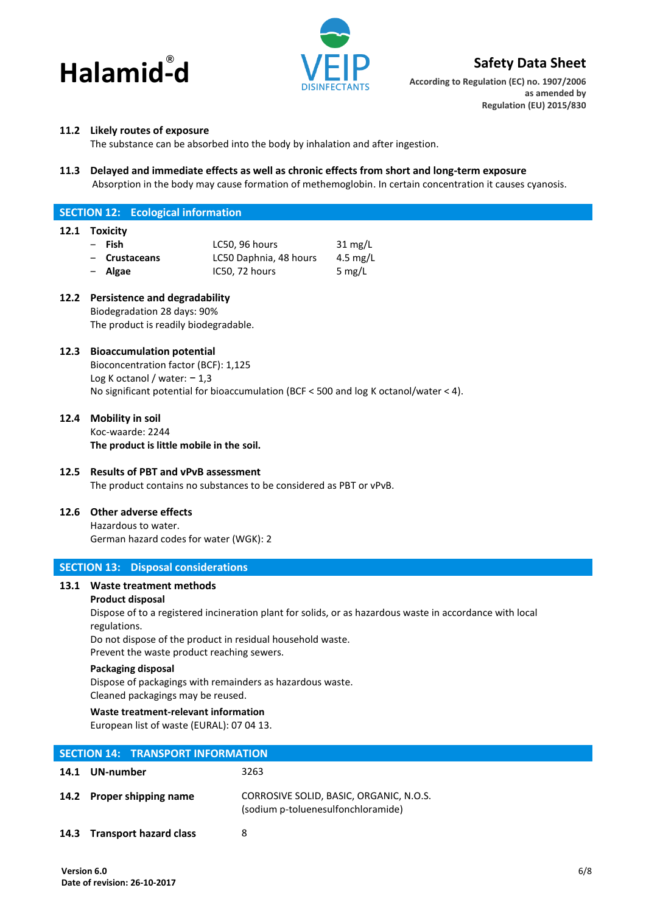### 11.2 Likely routes of exposure

The substance can be absorbed into the body by inhalation and after ingestion.

### 11.3 Delayed and immediate effects as well as chronic effects from short and long-term exposure

Absorption in the body may cause formation of methemoglobin. In certain concentration it causes cyanosis.

## SECTION 12: Ecological information

### 12.1 Toxicity

| | | |
|---|---|---|
| – **Fish** | LC50, 96 hours | 31 mg/L |
| – **Crustaceans** | LC50 Daphnia, 48 hours | 4.5 mg/L |
| – **Algae** | IC50, 72 hours | 5 mg/L |

### 12.2 Persistence and degradability

Biodegradation 28 days: 90%

The product is readily biodegradable.

### 12.3 Bioaccumulation potential

Bioconcentration factor (BCF): 1,125

Log K octanol / water: − 1,3

No significant potential for bioaccumulation (BCF < 500 and log K octanol/water < 4).

### 12.4 Mobility in soil

Koc-waarde: 2244

**The product is little mobile in the soil.**

### 12.5 Results of PBT and vPvB assessment

The product contains no substances to be considered as PBT or vPvB.

### 12.6 Other adverse effects

Hazardous to water.

German hazard codes for water (WGK): 2

## SECTION 13: Disposal considerations

### 13.1 Waste treatment methods

**Product disposal**

Dispose of to a registered incineration plant for solids, or as hazardous waste in accordance with local regulations.

Do not dispose of the product in residual household waste.

Prevent the waste product reaching sewers.

**Packaging disposal**

Dispose of packagings with remainders as hazardous waste.

Cleaned packagings may be reused.

**Waste treatment-relevant information**

European list of waste (EURAL): 07 04 13.

## SECTION 14: TRANSPORT INFORMATION

| | |
|---|---|
| **14.1 UN-number** | 3263 |
| **14.2 Proper shipping name** | CORROSIVE SOLID, BASIC, ORGANIC, N.O.S. (sodium p-toluenesulfonchloramide) |
| **14.3 Transport hazard class** | 8 |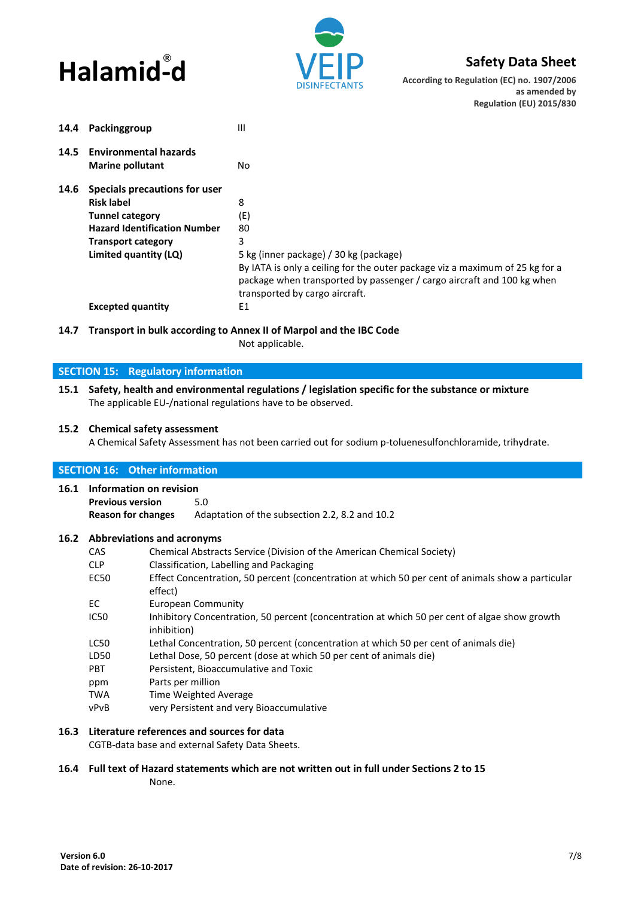**14.4 Packinggroup** III

**14.5 Environmental hazards**

**Marine pollutant** No

**14.6 Specials precautions for user**

| | |
|---|---|
| **Risk label** | 8 |
| **Tunnel category** | (E) |
| **Hazard Identification Number** | 80 |
| **Transport category** | 3 |
| **Limited quantity (LQ)** | 5 kg (inner package) / 30 kg (package)<br>By IATA is only a ceiling for the outer package viz a maximum of 25 kg for a package when transported by passenger / cargo aircraft and 100 kg when transported by cargo aircraft. |
| **Excepted quantity** | E1 |

**14.7 Transport in bulk according to Annex II of Marpol and the IBC Code**

Not applicable.

## SECTION 15: Regulatory information

**15.1 Safety, health and environmental regulations / legislation specific for the substance or mixture**

The applicable EU-/national regulations have to be observed.

**15.2 Chemical safety assessment**

A Chemical Safety Assessment has not been carried out for sodium p-toluenesulfonchloramide, trihydrate.

## SECTION 16: Other information

**16.1 Information on revision**

**Previous version** 5.0

**Reason for changes** Adaptation of the subsection 2.2, 8.2 and 10.2

**16.2 Abbreviations and acronyms**

| | |
|---|---|
| CAS | Chemical Abstracts Service (Division of the American Chemical Society) |
| CLP | Classification, Labelling and Packaging |
| EC50 | Effect Concentration, 50 percent (concentration at which 50 per cent of animals show a particular effect) |
| EC | European Community |
| IC50 | Inhibitory Concentration, 50 percent (concentration at which 50 per cent of algae show growth inhibition) |
| LC50 | Lethal Concentration, 50 percent (concentration at which 50 per cent of animals die) |
| LD50 | Lethal Dose, 50 percent (dose at which 50 per cent of animals die) |
| PBT | Persistent, Bioaccumulative and Toxic |
| ppm | Parts per million |
| TWA | Time Weighted Average |
| vPvB | very Persistent and very Bioaccumulative |

**16.3 Literature references and sources for data**

CGTB-data base and external Safety Data Sheets.

**16.4 Full text of Hazard statements which are not written out in full under Sections 2 to 15**

None.

**Version 6.0**
**Date of revision: 26-10-2017**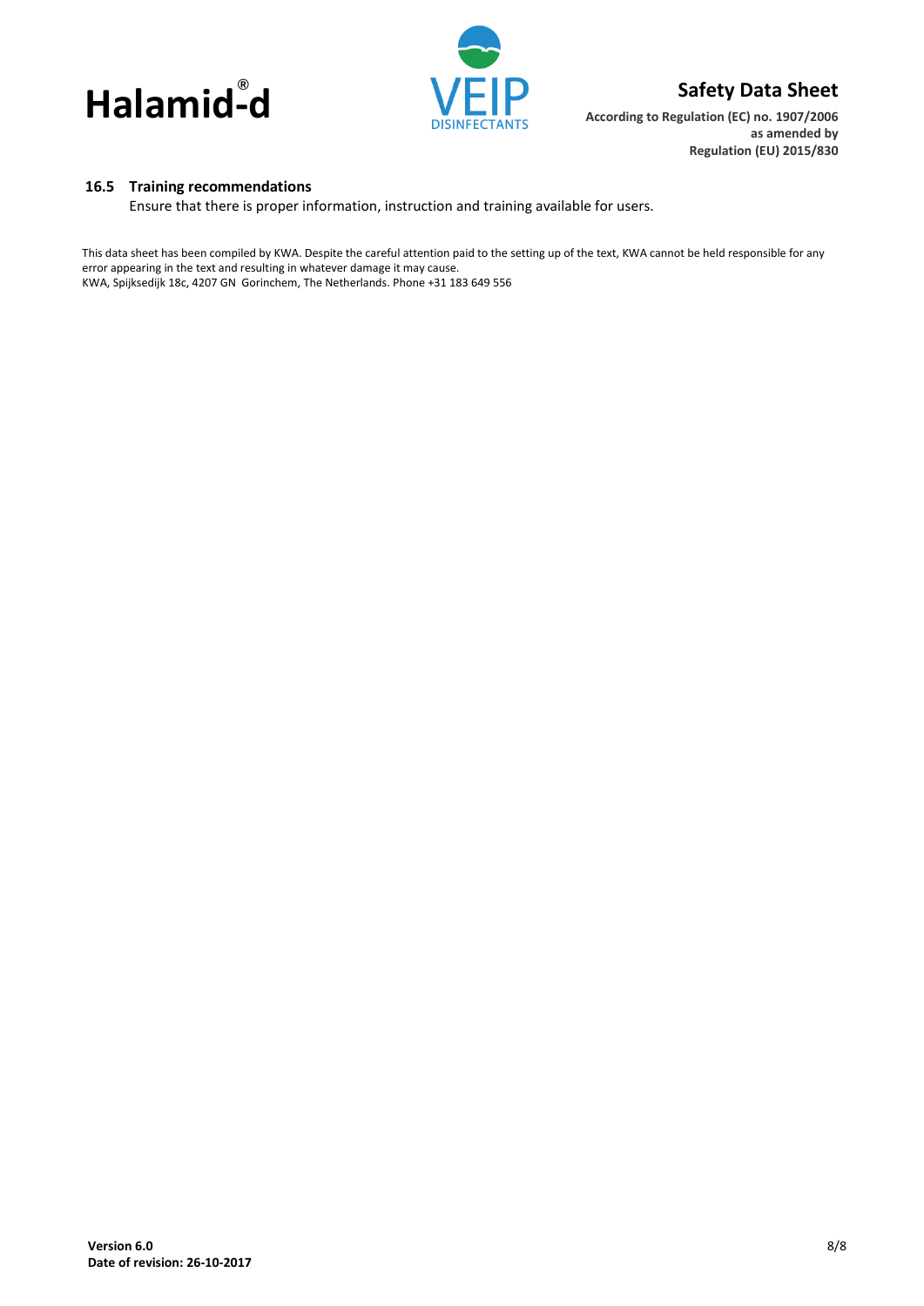### 16.5 Training recommendations

Ensure that there is proper information, instruction and training available for users.

This data sheet has been compiled by KWA. Despite the careful attention paid to the setting up of the text, KWA cannot be held responsible for any error appearing in the text and resulting in whatever damage it may cause.
KWA, Spijksedijk 18c, 4207 GN Gorinchem, The Netherlands. Phone +31 183 649 556